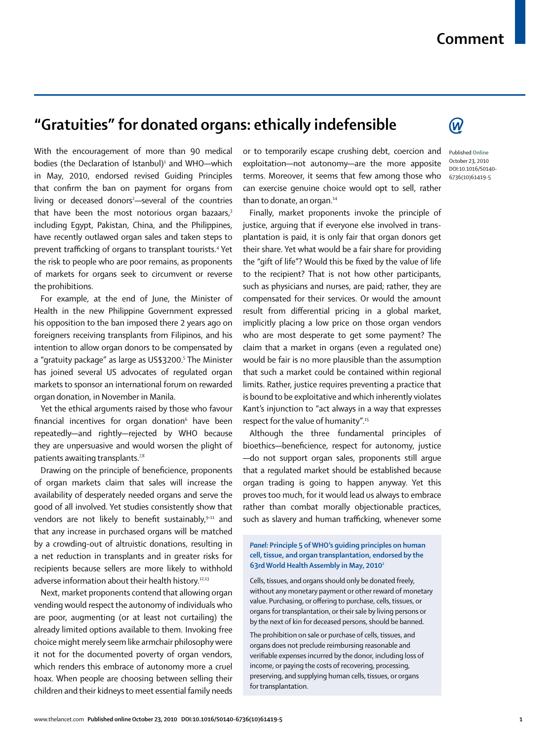# "Gratuities" for donated organs: ethically indefensible

Published Online October 23, 2010 DOI:10.1016/S0140-6736(10)61419-5

With the encouragement of more than 90 medical bodies (the Declaration of Istanbul)[1] and WHO—which in May, 2010, endorsed revised Guiding Principles that confirm the ban on payment for organs from living or deceased donors[2]—several of the countries that have been the most notorious organ bazaars,[3] including Egypt, Pakistan, China, and the Philippines, have recently outlawed organ sales and taken steps to prevent trafficking of organs to transplant tourists.[4] Yet the risk to people who are poor remains, as proponents of markets for organs seek to circumvent or reverse the prohibitions.

For example, at the end of June, the Minister of Health in the new Philippine Government expressed his opposition to the ban imposed there 2 years ago on foreigners receiving transplants from Filipinos, and his intention to allow organ donors to be compensated by a "gratuity package" as large as US$3200.[5] The Minister has joined several US advocates of regulated organ markets to sponsor an international forum on rewarded organ donation, in November in Manila.

Yet the ethical arguments raised by those who favour financial incentives for organ donation[6] have been repeatedly—and rightly—rejected by WHO because they are unpersuasive and would worsen the plight of patients awaiting transplants.[7,8]

Drawing on the principle of beneficence, proponents of organ markets claim that sales will increase the availability of desperately needed organs and serve the good of all involved. Yet studies consistently show that vendors are not likely to benefit sustainably,[9–11] and that any increase in purchased organs will be matched by a crowding-out of altruistic donations, resulting in a net reduction in transplants and in greater risks for recipients because sellers are more likely to withhold adverse information about their health history.[12,13]

Next, market proponents contend that allowing organ vending would respect the autonomy of individuals who are poor, augmenting (or at least not curtailing) the already limited options available to them. Invoking free choice might merely seem like armchair philosophy were it not for the documented poverty of organ vendors, which renders this embrace of autonomy more a cruel hoax. When people are choosing between selling their children and their kidneys to meet essential family needs or to temporarily escape crushing debt, coercion and exploitation—not autonomy—are the more apposite terms. Moreover, it seems that few among those who can exercise genuine choice would opt to sell, rather than to donate, an organ.[14]

Finally, market proponents invoke the principle of justice, arguing that if everyone else involved in transplantation is paid, it is only fair that organ donors get their share. Yet what would be a fair share for providing the "gift of life"? Would this be fixed by the value of life to the recipient? That is not how other participants, such as physicians and nurses, are paid; rather, they are compensated for their services. Or would the amount result from differential pricing in a global market, implicitly placing a low price on those organ vendors who are most desperate to get some payment? The claim that a market in organs (even a regulated one) would be fair is no more plausible than the assumption that such a market could be contained within regional limits. Rather, justice requires preventing a practice that is bound to be exploitative and which inherently violates Kant's injunction to "act always in a way that expresses respect for the value of humanity".[15]

Although the three fundamental principles of bioethics—beneficence, respect for autonomy, justice—do not support organ sales, proponents still argue that a regulated market should be established because organ trading is going to happen anyway. Yet this proves too much, for it would lead us always to embrace rather than combat morally objectionable practices, such as slavery and human trafficking, whenever some

> ***Panel:* Principle 5 of WHO's guiding principles on human cell, tissue, and organ transplantation, endorsed by the 63rd World Health Assembly in May, 2010**[2]
>
> Cells, tissues, and organs should only be donated freely, without any monetary payment or other reward of monetary value. Purchasing, or offering to purchase, cells, tissues, or organs for transplantation, or their sale by living persons or by the next of kin for deceased persons, should be banned.
>
> The prohibition on sale or purchase of cells, tissues, and organs does not preclude reimbursing reasonable and verifiable expenses incurred by the donor, including loss of income, or paying the costs of recovering, processing, preserving, and supplying human cells, tissues, or organs for transplantation.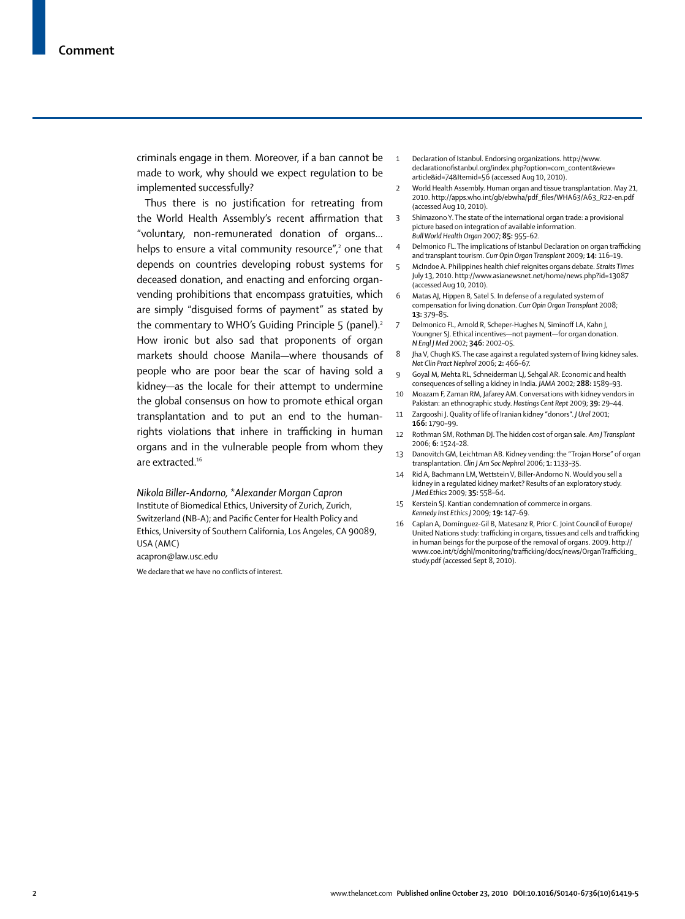criminals engage in them. Moreover, if a ban cannot be made to work, why should we expect regulation to be implemented successfully?

Thus there is no justification for retreating from the World Health Assembly's recent affirmation that "voluntary, non-remunerated donation of organs... helps to ensure a vital community resource",[2] one that depends on countries developing robust systems for deceased donation, and enacting and enforcing organ-vending prohibitions that encompass gratuities, which are simply "disguised forms of payment" as stated by the commentary to WHO's Guiding Principle 5 (panel).[2] How ironic but also sad that proponents of organ markets should choose Manila—where thousands of people who are poor bear the scar of having sold a kidney—as the locale for their attempt to undermine the global consensus on how to promote ethical organ transplantation and to put an end to the human-rights violations that inhere in trafficking in human organs and in the vulnerable people from whom they are extracted.[16]

*Nikola Biller-Andorno, \*Alexander Morgan Capron*
Institute of Biomedical Ethics, University of Zurich, Zurich, Switzerland (NB-A); and Pacific Center for Health Policy and Ethics, University of Southern California, Los Angeles, CA 90089, USA (AMC)
acapron@law.usc.edu

We declare that we have no conflicts of interest.

1. Declaration of Istanbul. Endorsing organizations. http://www.declarationofistanbul.org/index.php?option=com_content&view=article&id=74&Itemid=56 (accessed Aug 10, 2010).
2. World Health Assembly. Human organ and tissue transplantation. May 21, 2010. http://apps.who.int/gb/ebwha/pdf_files/WHA63/A63_R22-en.pdf (accessed Aug 10, 2010).
3. Shimazono Y. The state of the international organ trade: a provisional picture based on integration of available information. *Bull World Health Organ* 2007; **85:** 955–62.
4. Delmonico FL. The implications of Istanbul Declaration on organ trafficking and transplant tourism. *Curr Opin Organ Transplant* 2009; **14:** 116–19.
5. McIndoe A. Philippines health chief reignites organs debate. *Straits Times* July 13, 2010. http://www.asianewsnet.net/home/news.php?id=13087 (accessed Aug 10, 2010).
6. Matas AJ, Hippen B, Satel S. In defense of a regulated system of compensation for living donation. *Curr Opin Organ Transplant* 2008; **13:** 379–85.
7. Delmonico FL, Arnold R, Scheper-Hughes N, Siminoff LA, Kahn J, Youngner SJ. Ethical incentives—not payment—for organ donation. *N Engl J Med* 2002; **346:** 2002–05.
8. Jha V, Chugh KS. The case against a regulated system of living kidney sales. *Nat Clin Pract Nephrol* 2006; **2:** 466–67.
9. Goyal M, Mehta RL, Schneiderman LJ, Sehgal AR. Economic and health consequences of selling a kidney in India. *JAMA* 2002; **288:** 1589–93.
10. Moazam F, Zaman RM, Jafarey AM. Conversations with kidney vendors in Pakistan: an ethnographic study. *Hastings Cent Rept* 2009; **39:** 29–44.
11. Zargooshi J. Quality of life of Iranian kidney "donors". *J Urol* 2001; **166:** 1790–99.
12. Rothman SM, Rothman DJ. The hidden cost of organ sale. *Am J Transplant* 2006; **6:** 1524–28.
13. Danovitch GM, Leichtman AB. Kidney vending: the "Trojan Horse" of organ transplantation. *Clin J Am Soc Nephrol* 2006; **1:** 1133–35.
14. Rid A, Bachmann LM, Wettstein V, Biller-Andorno N. Would you sell a kidney in a regulated kidney market? Results of an exploratory study. *J Med Ethics* 2009; **35:** 558–64.
15. Kerstein SJ. Kantian condemnation of commerce in organs. *Kennedy Inst Ethics J* 2009; **19:** 147–69.
16. Caplan A, Domínguez-Gil B, Matesanz R, Prior C. Joint Council of Europe/United Nations study: trafficking in organs, tissues and cells and trafficking in human beings for the purpose of the removal of organs. 2009. http://www.coe.int/t/dghl/monitoring/trafficking/docs/news/OrganTrafficking_study.pdf (accessed Sept 8, 2010).